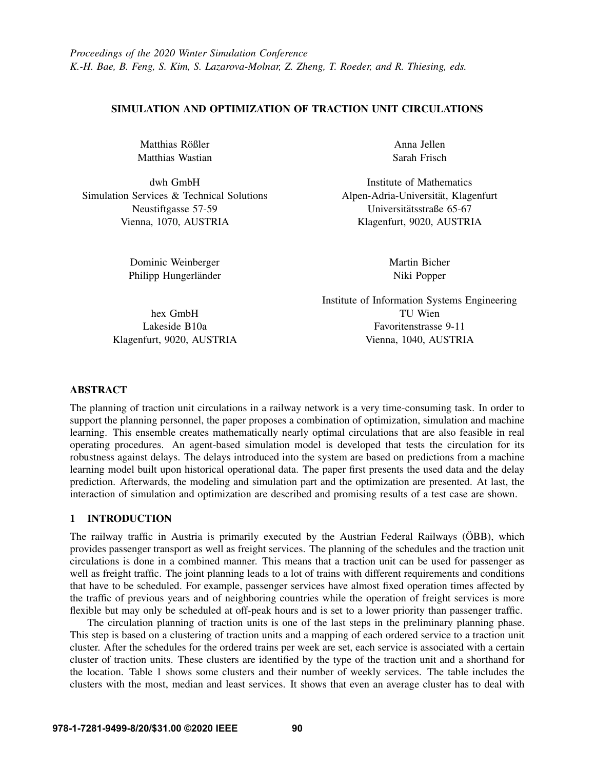*Proceedings of the 2020 Winter Simulation Conference*
*K.-H. Bae, B. Feng, S. Kim, S. Lazarova-Molnar, Z. Zheng, T. Roeder, and R. Thiesing, eds.*

# SIMULATION AND OPTIMIZATION OF TRACTION UNIT CIRCULATIONS

Matthias Rößler
Matthias Wastian

dwh GmbH
Simulation Services & Technical Solutions
Neustiftgasse 57-59
Vienna, 1070, AUSTRIA

Anna Jellen
Sarah Frisch

Institute of Mathematics
Alpen-Adria-Universität, Klagenfurt
Universitätsstraße 65-67
Klagenfurt, 9020, AUSTRIA

Dominic Weinberger
Philipp Hungerländer

hex GmbH
Lakeside B10a
Klagenfurt, 9020, AUSTRIA

Martin Bicher
Niki Popper

Institute of Information Systems Engineering
TU Wien
Favoritenstrasse 9-11
Vienna, 1040, AUSTRIA

## ABSTRACT

The planning of traction unit circulations in a railway network is a very time-consuming task. In order to support the planning personnel, the paper proposes a combination of optimization, simulation and machine learning. This ensemble creates mathematically nearly optimal circulations that are also feasible in real operating procedures. An agent-based simulation model is developed that tests the circulation for its robustness against delays. The delays introduced into the system are based on predictions from a machine learning model built upon historical operational data. The paper first presents the used data and the delay prediction. Afterwards, the modeling and simulation part and the optimization are presented. At last, the interaction of simulation and optimization are described and promising results of a test case are shown.

## 1 INTRODUCTION

The railway traffic in Austria is primarily executed by the Austrian Federal Railways (ÖBB), which provides passenger transport as well as freight services. The planning of the schedules and the traction unit circulations is done in a combined manner. This means that a traction unit can be used for passenger as well as freight traffic. The joint planning leads to a lot of trains with different requirements and conditions that have to be scheduled. For example, passenger services have almost fixed operation times affected by the traffic of previous years and of neighboring countries while the operation of freight services is more flexible but may only be scheduled at off-peak hours and is set to a lower priority than passenger traffic.

The circulation planning of traction units is one of the last steps in the preliminary planning phase. This step is based on a clustering of traction units and a mapping of each ordered service to a traction unit cluster. After the schedules for the ordered trains per week are set, each service is associated with a certain cluster of traction units. These clusters are identified by the type of the traction unit and a shorthand for the location. Table 1 shows some clusters and their number of weekly services. The table includes the clusters with the most, median and least services. It shows that even an average cluster has to deal with

978-1-7281-9499-8/20/$31.00 ©2020 IEEE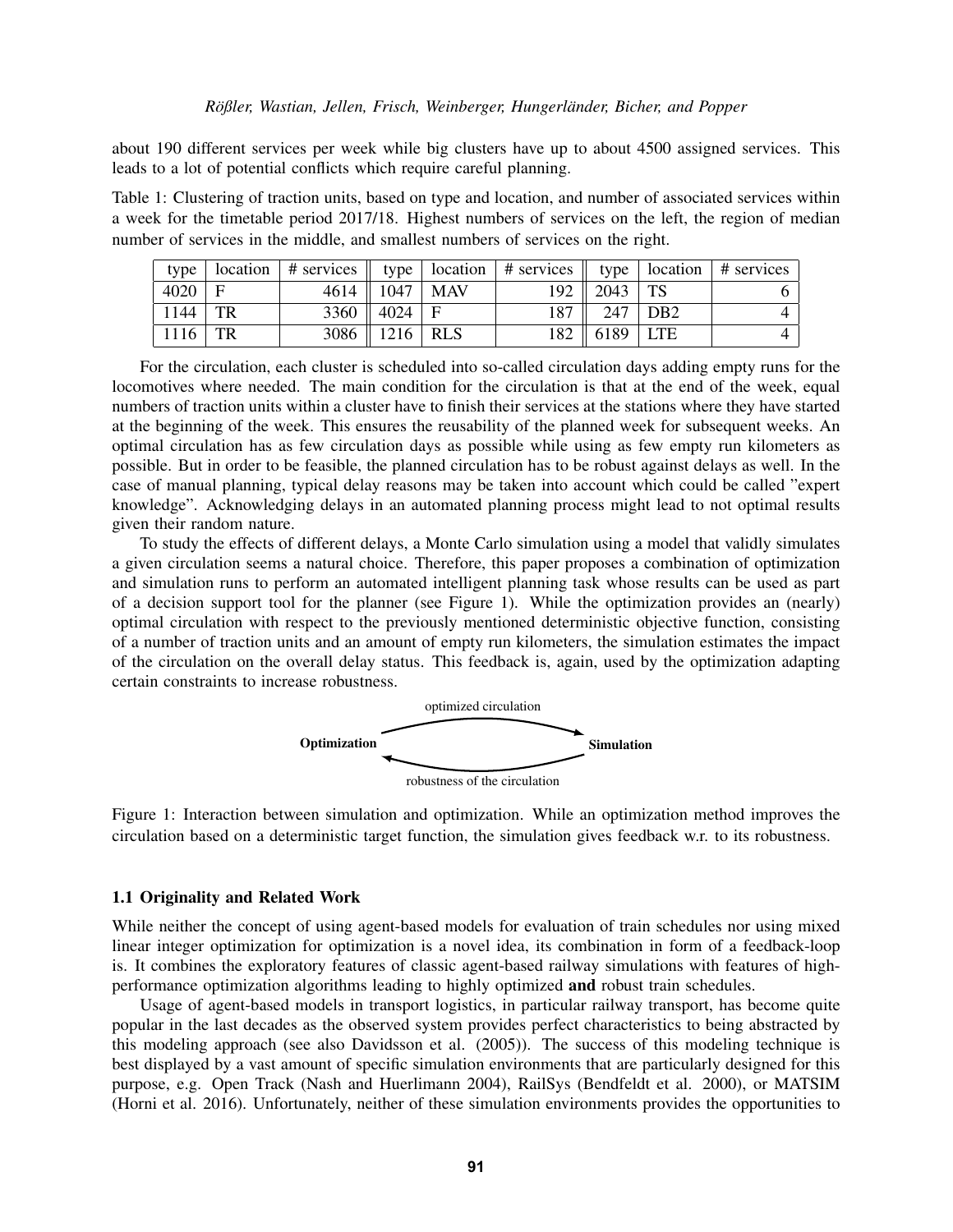about 190 different services per week while big clusters have up to about 4500 assigned services. This leads to a lot of potential conflicts which require careful planning.

Table 1: Clustering of traction units, based on type and location, and number of associated services within a week for the timetable period 2017/18. Highest numbers of services on the left, the region of median number of services in the middle, and smallest numbers of services on the right.

| type | location | # services | type | location | # services | type | location | # services |
|---|---|---|---|---|---|---|---|---|
| 4020 | F | 4614 | 1047 | MAV | 192 | 2043 | TS | 6 |
| 1144 | TR | 3360 | 4024 | F | 187 | 247 | DB2 | 4 |
| 1116 | TR | 3086 | 1216 | RLS | 182 | 6189 | LTE | 4 |

For the circulation, each cluster is scheduled into so-called circulation days adding empty runs for the locomotives where needed. The main condition for the circulation is that at the end of the week, equal numbers of traction units within a cluster have to finish their services at the stations where they have started at the beginning of the week. This ensures the reusability of the planned week for subsequent weeks. An optimal circulation has as few circulation days as possible while using as few empty run kilometers as possible. But in order to be feasible, the planned circulation has to be robust against delays as well. In the case of manual planning, typical delay reasons may be taken into account which could be called "expert knowledge". Acknowledging delays in an automated planning process might lead to not optimal results given their random nature.

To study the effects of different delays, a Monte Carlo simulation using a model that validly simulates a given circulation seems a natural choice. Therefore, this paper proposes a combination of optimization and simulation runs to perform an automated intelligent planning task whose results can be used as part of a decision support tool for the planner (see Figure 1). While the optimization provides an (nearly) optimal circulation with respect to the previously mentioned deterministic objective function, consisting of a number of traction units and an amount of empty run kilometers, the simulation estimates the impact of the circulation on the overall delay status. This feedback is, again, used by the optimization adapting certain constraints to increase robustness.

optimized circulation

**Optimization** **Simulation**

robustness of the circulation

Figure 1: Interaction between simulation and optimization. While an optimization method improves the circulation based on a deterministic target function, the simulation gives feedback w.r. to its robustness.

### 1.1 Originality and Related Work

While neither the concept of using agent-based models for evaluation of train schedules nor using mixed linear integer optimization for optimization is a novel idea, its combination in form of a feedback-loop is. It combines the exploratory features of classic agent-based railway simulations with features of high-performance optimization algorithms leading to highly optimized **and** robust train schedules.

Usage of agent-based models in transport logistics, in particular railway transport, has become quite popular in the last decades as the observed system provides perfect characteristics to being abstracted by this modeling approach (see also Davidsson et al. (2005)). The success of this modeling technique is best displayed by a vast amount of specific simulation environments that are particularly designed for this purpose, e.g. Open Track (Nash and Huerlimann 2004), RailSys (Bendfeldt et al. 2000), or MATSIM (Horni et al. 2016). Unfortunately, neither of these simulation environments provides the opportunities to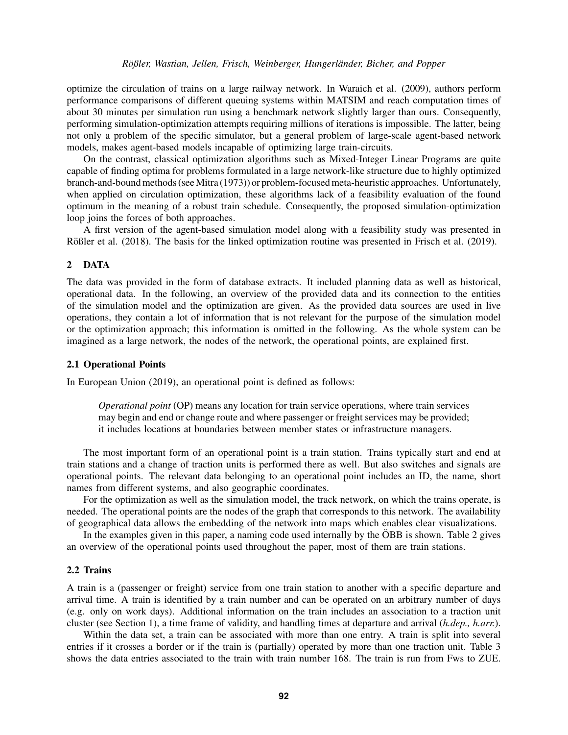optimize the circulation of trains on a large railway network. In Waraich et al. (2009), authors perform performance comparisons of different queuing systems within MATSIM and reach computation times of about 30 minutes per simulation run using a benchmark network slightly larger than ours. Consequently, performing simulation-optimization attempts requiring millions of iterations is impossible. The latter, being not only a problem of the specific simulator, but a general problem of large-scale agent-based network models, makes agent-based models incapable of optimizing large train-circuits.

On the contrast, classical optimization algorithms such as Mixed-Integer Linear Programs are quite capable of finding optima for problems formulated in a large network-like structure due to highly optimized branch-and-bound methods (see Mitra (1973)) or problem-focused meta-heuristic approaches. Unfortunately, when applied on circulation optimization, these algorithms lack of a feasibility evaluation of the found optimum in the meaning of a robust train schedule. Consequently, the proposed simulation-optimization loop joins the forces of both approaches.

A first version of the agent-based simulation model along with a feasibility study was presented in Rößler et al. (2018). The basis for the linked optimization routine was presented in Frisch et al. (2019).

## 2 DATA

The data was provided in the form of database extracts. It included planning data as well as historical, operational data. In the following, an overview of the provided data and its connection to the entities of the simulation model and the optimization are given. As the provided data sources are used in live operations, they contain a lot of information that is not relevant for the purpose of the simulation model or the optimization approach; this information is omitted in the following. As the whole system can be imagined as a large network, the nodes of the network, the operational points, are explained first.

### 2.1 Operational Points

In European Union (2019), an operational point is defined as follows:

> *Operational point* (OP) means any location for train service operations, where train services may begin and end or change route and where passenger or freight services may be provided; it includes locations at boundaries between member states or infrastructure managers.

The most important form of an operational point is a train station. Trains typically start and end at train stations and a change of traction units is performed there as well. But also switches and signals are operational points. The relevant data belonging to an operational point includes an ID, the name, short names from different systems, and also geographic coordinates.

For the optimization as well as the simulation model, the track network, on which the trains operate, is needed. The operational points are the nodes of the graph that corresponds to this network. The availability of geographical data allows the embedding of the network into maps which enables clear visualizations.

In the examples given in this paper, a naming code used internally by the ÖBB is shown. Table 2 gives an overview of the operational points used throughout the paper, most of them are train stations.

### 2.2 Trains

A train is a (passenger or freight) service from one train station to another with a specific departure and arrival time. A train is identified by a train number and can be operated on an arbitrary number of days (e.g. only on work days). Additional information on the train includes an association to a traction unit cluster (see Section 1), a time frame of validity, and handling times at departure and arrival (*h.dep., h.arr.*).

Within the data set, a train can be associated with more than one entry. A train is split into several entries if it crosses a border or if the train is (partially) operated by more than one traction unit. Table 3 shows the data entries associated to the train with train number 168. The train is run from Fws to ZUE.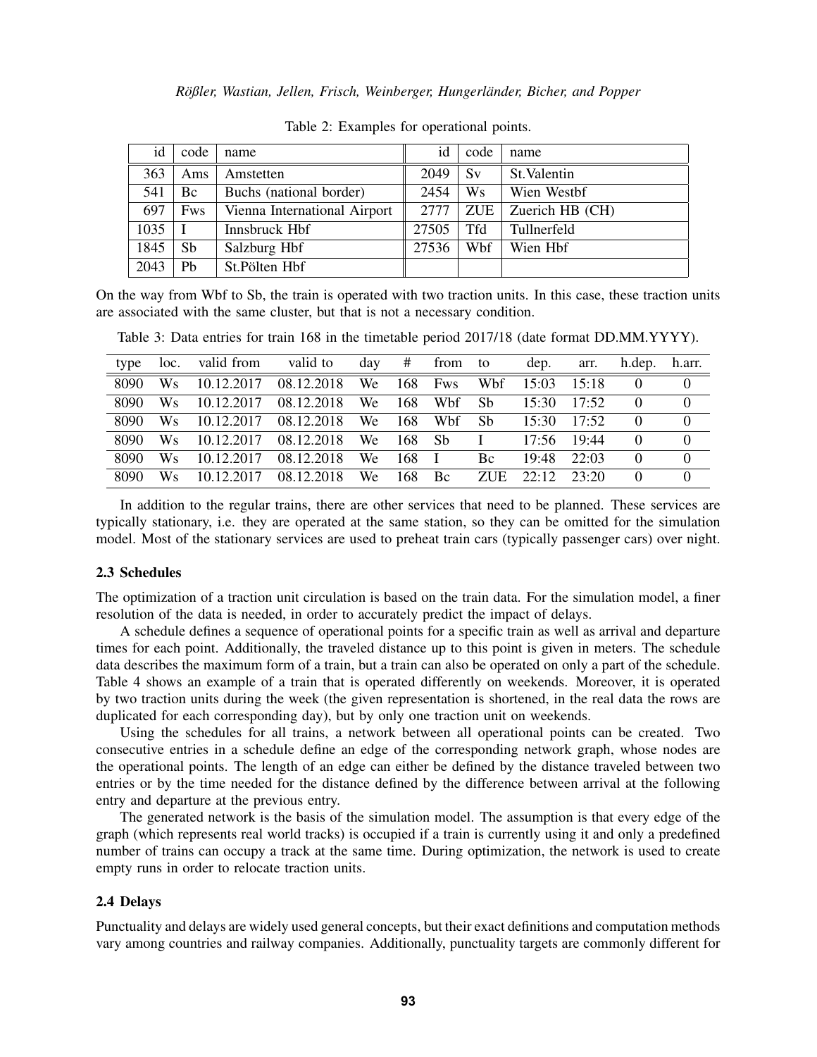Table 2: Examples for operational points.

| id | code | name | id | code | name |
| --- | --- | --- | --- | --- | --- |
| 363 | Ams | Amstetten | 2049 | Sv | St.Valentin |
| 541 | Bc | Buchs (national border) | 2454 | Ws | Wien Westbf |
| 697 | Fws | Vienna International Airport | 2777 | ZUE | Zuerich HB (CH) |
| 1035 | I | Innsbruck Hbf | 27505 | Tfd | Tullnerfeld |
| 1845 | Sb | Salzburg Hbf | 27536 | Wbf | Wien Hbf |
| 2043 | Pb | St.Pölten Hbf | | | |

On the way from Wbf to Sb, the train is operated with two traction units. In this case, these traction units are associated with the same cluster, but that is not a necessary condition.

Table 3: Data entries for train 168 in the timetable period 2017/18 (date format DD.MM.YYYY).

| type | loc. | valid from | valid to | day | # | from | to | dep. | arr. | h.dep. | h.arr. |
| --- | --- | --- | --- | --- | --- | --- | --- | --- | --- | --- | --- |
| 8090 | Ws | 10.12.2017 | 08.12.2018 | We | 168 | Fws | Wbf | 15:03 | 15:18 | 0 | 0 |
| 8090 | Ws | 10.12.2017 | 08.12.2018 | We | 168 | Wbf | Sb | 15:30 | 17:52 | 0 | 0 |
| 8090 | Ws | 10.12.2017 | 08.12.2018 | We | 168 | Wbf | Sb | 15:30 | 17:52 | 0 | 0 |
| 8090 | Ws | 10.12.2017 | 08.12.2018 | We | 168 | Sb | I | 17:56 | 19:44 | 0 | 0 |
| 8090 | Ws | 10.12.2017 | 08.12.2018 | We | 168 | I | Bc | 19:48 | 22:03 | 0 | 0 |
| 8090 | Ws | 10.12.2017 | 08.12.2018 | We | 168 | Bc | ZUE | 22:12 | 23:20 | 0 | 0 |

In addition to the regular trains, there are other services that need to be planned. These services are typically stationary, i.e. they are operated at the same station, so they can be omitted for the simulation model. Most of the stationary services are used to preheat train cars (typically passenger cars) over night.

### 2.3 Schedules

The optimization of a traction unit circulation is based on the train data. For the simulation model, a finer resolution of the data is needed, in order to accurately predict the impact of delays.

A schedule defines a sequence of operational points for a specific train as well as arrival and departure times for each point. Additionally, the traveled distance up to this point is given in meters. The schedule data describes the maximum form of a train, but a train can also be operated on only a part of the schedule. Table 4 shows an example of a train that is operated differently on weekends. Moreover, it is operated by two traction units during the week (the given representation is shortened, in the real data the rows are duplicated for each corresponding day), but by only one traction unit on weekends.

Using the schedules for all trains, a network between all operational points can be created. Two consecutive entries in a schedule define an edge of the corresponding network graph, whose nodes are the operational points. The length of an edge can either be defined by the distance traveled between two entries or by the time needed for the distance defined by the difference between arrival at the following entry and departure at the previous entry.

The generated network is the basis of the simulation model. The assumption is that every edge of the graph (which represents real world tracks) is occupied if a train is currently using it and only a predefined number of trains can occupy a track at the same time. During optimization, the network is used to create empty runs in order to relocate traction units.

### 2.4 Delays

Punctuality and delays are widely used general concepts, but their exact definitions and computation methods vary among countries and railway companies. Additionally, punctuality targets are commonly different for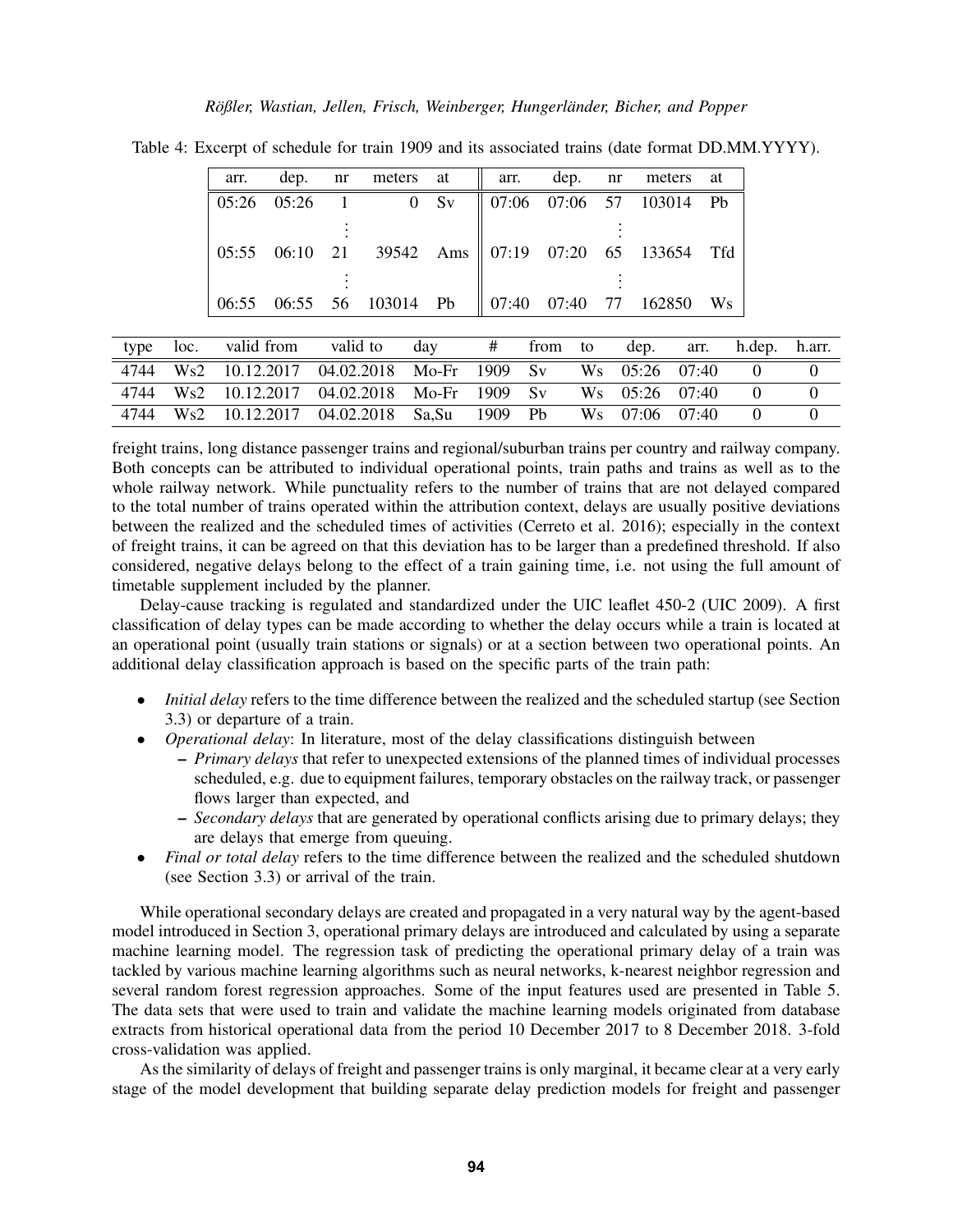Table 4: Excerpt of schedule for train 1909 and its associated trains (date format DD.MM.YYYY).

| arr. | dep. | nr | meters | at | arr. | dep. | nr | meters | at |
|---|---|---|---|---|---|---|---|---|---|
| 05:26 | 05:26 | 1 | 0 | Sv | 07:06 | 07:06 | 57 | 103014 | Pb |
| | | ⋮ | | | | | ⋮ | | |
| 05:55 | 06:10 | 21 | 39542 | Ams | 07:19 | 07:20 | 65 | 133654 | Tfd |
| | | ⋮ | | | | | ⋮ | | |
| 06:55 | 06:55 | 56 | 103014 | Pb | 07:40 | 07:40 | 77 | 162850 | Ws |

| type | loc. | valid from | valid to | day | # | from | to | dep. | arr. | h.dep. | h.arr. |
|---|---|---|---|---|---|---|---|---|---|---|---|
| 4744 | Ws2 | 10.12.2017 | 04.02.2018 | Mo-Fr | 1909 | Sv | Ws | 05:26 | 07:40 | 0 | 0 |
| 4744 | Ws2 | 10.12.2017 | 04.02.2018 | Mo-Fr | 1909 | Sv | Ws | 05:26 | 07:40 | 0 | 0 |
| 4744 | Ws2 | 10.12.2017 | 04.02.2018 | Sa,Su | 1909 | Pb | Ws | 07:06 | 07:40 | 0 | 0 |

freight trains, long distance passenger trains and regional/suburban trains per country and railway company. Both concepts can be attributed to individual operational points, train paths and trains as well as to the whole railway network. While punctuality refers to the number of trains that are not delayed compared to the total number of trains operated within the attribution context, delays are usually positive deviations between the realized and the scheduled times of activities (Cerreto et al. 2016); especially in the context of freight trains, it can be agreed on that this deviation has to be larger than a predefined threshold. If also considered, negative delays belong to the effect of a train gaining time, i.e. not using the full amount of timetable supplement included by the planner.

Delay-cause tracking is regulated and standardized under the UIC leaflet 450-2 (UIC 2009). A first classification of delay types can be made according to whether the delay occurs while a train is located at an operational point (usually train stations or signals) or at a section between two operational points. An additional delay classification approach is based on the specific parts of the train path:

- *Initial delay* refers to the time difference between the realized and the scheduled startup (see Section 3.3) or departure of a train.
- *Operational delay*: In literature, most of the delay classifications distinguish between
  - *Primary delays* that refer to unexpected extensions of the planned times of individual processes scheduled, e.g. due to equipment failures, temporary obstacles on the railway track, or passenger flows larger than expected, and
  - *Secondary delays* that are generated by operational conflicts arising due to primary delays; they are delays that emerge from queuing.
- *Final or total delay* refers to the time difference between the realized and the scheduled shutdown (see Section 3.3) or arrival of the train.

While operational secondary delays are created and propagated in a very natural way by the agent-based model introduced in Section 3, operational primary delays are introduced and calculated by using a separate machine learning model. The regression task of predicting the operational primary delay of a train was tackled by various machine learning algorithms such as neural networks, k-nearest neighbor regression and several random forest regression approaches. Some of the input features used are presented in Table 5. The data sets that were used to train and validate the machine learning models originated from database extracts from historical operational data from the period 10 December 2017 to 8 December 2018. 3-fold cross-validation was applied.

As the similarity of delays of freight and passenger trains is only marginal, it became clear at a very early stage of the model development that building separate delay prediction models for freight and passenger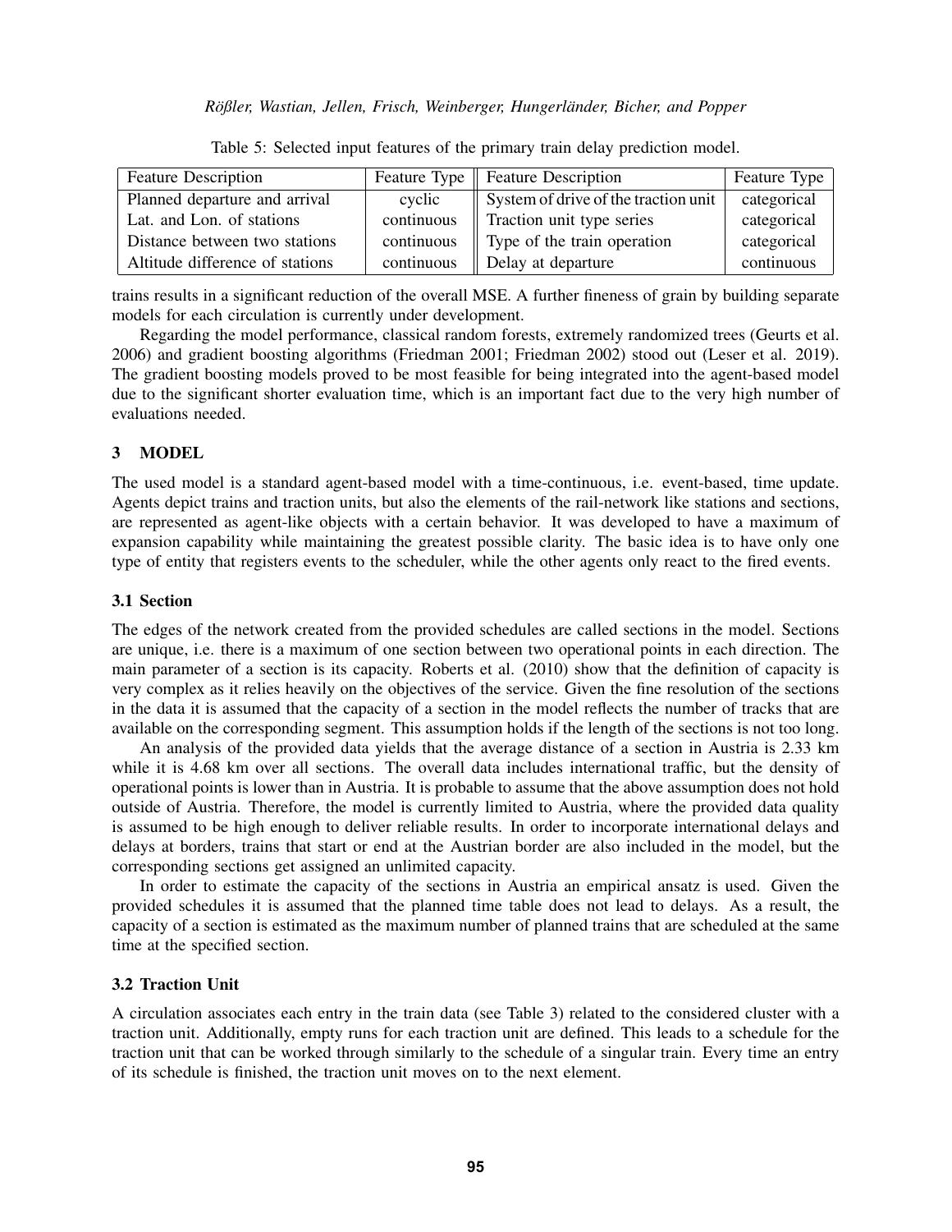Table 5: Selected input features of the primary train delay prediction model.

| Feature Description | Feature Type | Feature Description | Feature Type |
|---|---|---|---|
| Planned departure and arrival | cyclic | System of drive of the traction unit | categorical |
| Lat. and Lon. of stations | continuous | Traction unit type series | categorical |
| Distance between two stations | continuous | Type of the train operation | categorical |
| Altitude difference of stations | continuous | Delay at departure | continuous |

trains results in a significant reduction of the overall MSE. A further fineness of grain by building separate models for each circulation is currently under development.

Regarding the model performance, classical random forests, extremely randomized trees (Geurts et al. 2006) and gradient boosting algorithms (Friedman 2001; Friedman 2002) stood out (Leser et al. 2019). The gradient boosting models proved to be most feasible for being integrated into the agent-based model due to the significant shorter evaluation time, which is an important fact due to the very high number of evaluations needed.

## 3 MODEL

The used model is a standard agent-based model with a time-continuous, i.e. event-based, time update. Agents depict trains and traction units, but also the elements of the rail-network like stations and sections, are represented as agent-like objects with a certain behavior. It was developed to have a maximum of expansion capability while maintaining the greatest possible clarity. The basic idea is to have only one type of entity that registers events to the scheduler, while the other agents only react to the fired events.

### 3.1 Section

The edges of the network created from the provided schedules are called sections in the model. Sections are unique, i.e. there is a maximum of one section between two operational points in each direction. The main parameter of a section is its capacity. Roberts et al. (2010) show that the definition of capacity is very complex as it relies heavily on the objectives of the service. Given the fine resolution of the sections in the data it is assumed that the capacity of a section in the model reflects the number of tracks that are available on the corresponding segment. This assumption holds if the length of the sections is not too long.

An analysis of the provided data yields that the average distance of a section in Austria is 2.33 km while it is 4.68 km over all sections. The overall data includes international traffic, but the density of operational points is lower than in Austria. It is probable to assume that the above assumption does not hold outside of Austria. Therefore, the model is currently limited to Austria, where the provided data quality is assumed to be high enough to deliver reliable results. In order to incorporate international delays and delays at borders, trains that start or end at the Austrian border are also included in the model, but the corresponding sections get assigned an unlimited capacity.

In order to estimate the capacity of the sections in Austria an empirical ansatz is used. Given the provided schedules it is assumed that the planned time table does not lead to delays. As a result, the capacity of a section is estimated as the maximum number of planned trains that are scheduled at the same time at the specified section.

### 3.2 Traction Unit

A circulation associates each entry in the train data (see Table 3) related to the considered cluster with a traction unit. Additionally, empty runs for each traction unit are defined. This leads to a schedule for the traction unit that can be worked through similarly to the schedule of a singular train. Every time an entry of its schedule is finished, the traction unit moves on to the next element.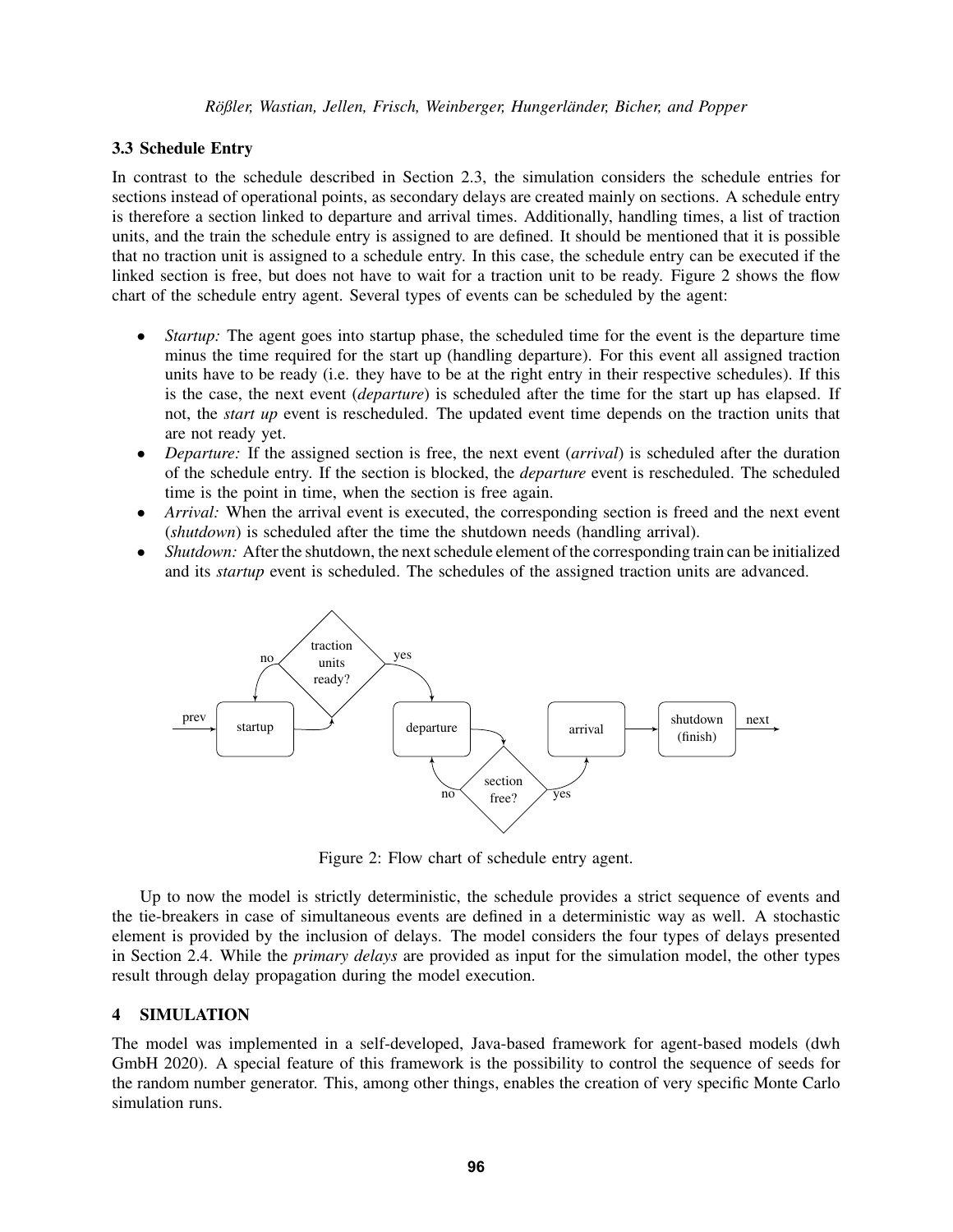### 3.3 Schedule Entry

In contrast to the schedule described in Section 2.3, the simulation considers the schedule entries for sections instead of operational points, as secondary delays are created mainly on sections. A schedule entry is therefore a section linked to departure and arrival times. Additionally, handling times, a list of traction units, and the train the schedule entry is assigned to are defined. It should be mentioned that it is possible that no traction unit is assigned to a schedule entry. In this case, the schedule entry can be executed if the linked section is free, but does not have to wait for a traction unit to be ready. Figure 2 shows the flow chart of the schedule entry agent. Several types of events can be scheduled by the agent:

- *Startup:* The agent goes into startup phase, the scheduled time for the event is the departure time minus the time required for the start up (handling departure). For this event all assigned traction units have to be ready (i.e. they have to be at the right entry in their respective schedules). If this is the case, the next event (*departure*) is scheduled after the time for the start up has elapsed. If not, the *start up* event is rescheduled. The updated event time depends on the traction units that are not ready yet.
- *Departure:* If the assigned section is free, the next event (*arrival*) is scheduled after the duration of the schedule entry. If the section is blocked, the *departure* event is rescheduled. The scheduled time is the point in time, when the section is free again.
- *Arrival:* When the arrival event is executed, the corresponding section is freed and the next event (*shutdown*) is scheduled after the time the shutdown needs (handling arrival).
- *Shutdown:* After the shutdown, the next schedule element of the corresponding train can be initialized and its *startup* event is scheduled. The schedules of the assigned traction units are advanced.

Figure 2: Flow chart of schedule entry agent.

Up to now the model is strictly deterministic, the schedule provides a strict sequence of events and the tie-breakers in case of simultaneous events are defined in a deterministic way as well. A stochastic element is provided by the inclusion of delays. The model considers the four types of delays presented in Section 2.4. While the *primary delays* are provided as input for the simulation model, the other types result through delay propagation during the model execution.

## 4 SIMULATION

The model was implemented in a self-developed, Java-based framework for agent-based models (dwh GmbH 2020). A special feature of this framework is the possibility to control the sequence of seeds for the random number generator. This, among other things, enables the creation of very specific Monte Carlo simulation runs.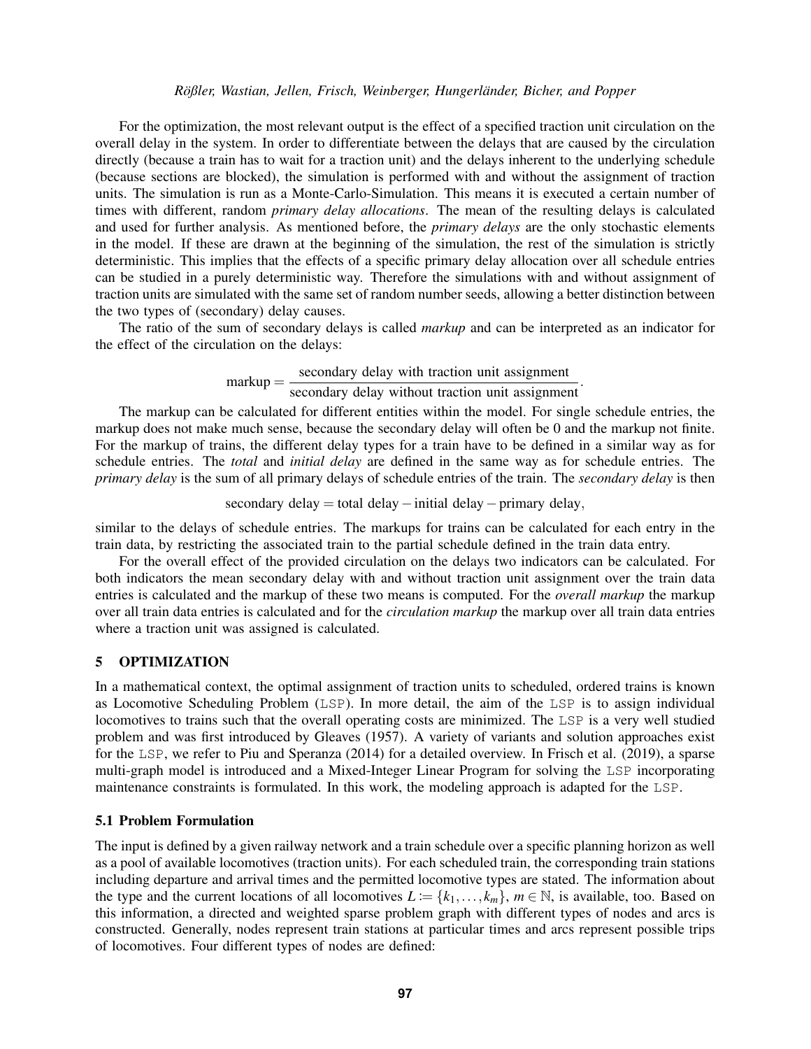For the optimization, the most relevant output is the effect of a specified traction unit circulation on the overall delay in the system. In order to differentiate between the delays that are caused by the circulation directly (because a train has to wait for a traction unit) and the delays inherent to the underlying schedule (because sections are blocked), the simulation is performed with and without the assignment of traction units. The simulation is run as a Monte-Carlo-Simulation. This means it is executed a certain number of times with different, random *primary delay allocations*. The mean of the resulting delays is calculated and used for further analysis. As mentioned before, the *primary delays* are the only stochastic elements in the model. If these are drawn at the beginning of the simulation, the rest of the simulation is strictly deterministic. This implies that the effects of a specific primary delay allocation over all schedule entries can be studied in a purely deterministic way. Therefore the simulations with and without assignment of traction units are simulated with the same set of random number seeds, allowing a better distinction between the two types of (secondary) delay causes.

The ratio of the sum of secondary delays is called *markup* and can be interpreted as an indicator for the effect of the circulation on the delays:

$$\text{markup} = \frac{\text{secondary delay with traction unit assignment}}{\text{secondary delay without traction unit assignment}}.$$

The markup can be calculated for different entities within the model. For single schedule entries, the markup does not make much sense, because the secondary delay will often be 0 and the markup not finite. For the markup of trains, the different delay types for a train have to be defined in a similar way as for schedule entries. The *total* and *initial delay* are defined in the same way as for schedule entries. The *primary delay* is the sum of all primary delays of schedule entries of the train. The *secondary delay* is then

$$\text{secondary delay} = \text{total delay} - \text{initial delay} - \text{primary delay},$$

similar to the delays of schedule entries. The markups for trains can be calculated for each entry in the train data, by restricting the associated train to the partial schedule defined in the train data entry.

For the overall effect of the provided circulation on the delays two indicators can be calculated. For both indicators the mean secondary delay with and without traction unit assignment over the train data entries is calculated and the markup of these two means is computed. For the *overall markup* the markup over all train data entries is calculated and for the *circulation markup* the markup over all train data entries where a traction unit was assigned is calculated.

## 5 OPTIMIZATION

In a mathematical context, the optimal assignment of traction units to scheduled, ordered trains is known as Locomotive Scheduling Problem (LSP). In more detail, the aim of the LSP is to assign individual locomotives to trains such that the overall operating costs are minimized. The LSP is a very well studied problem and was first introduced by Gleaves (1957). A variety of variants and solution approaches exist for the LSP, we refer to Piu and Speranza (2014) for a detailed overview. In Frisch et al. (2019), a sparse multi-graph model is introduced and a Mixed-Integer Linear Program for solving the LSP incorporating maintenance constraints is formulated. In this work, the modeling approach is adapted for the LSP.

### 5.1 Problem Formulation

The input is defined by a given railway network and a train schedule over a specific planning horizon as well as a pool of available locomotives (traction units). For each scheduled train, the corresponding train stations including departure and arrival times and the permitted locomotive types are stated. The information about the type and the current locations of all locomotives $L \coloneqq \{k_1, \ldots, k_m\}$, $m \in \mathbb{N}$, is available, too. Based on this information, a directed and weighted sparse problem graph with different types of nodes and arcs is constructed. Generally, nodes represent train stations at particular times and arcs represent possible trips of locomotives. Four different types of nodes are defined: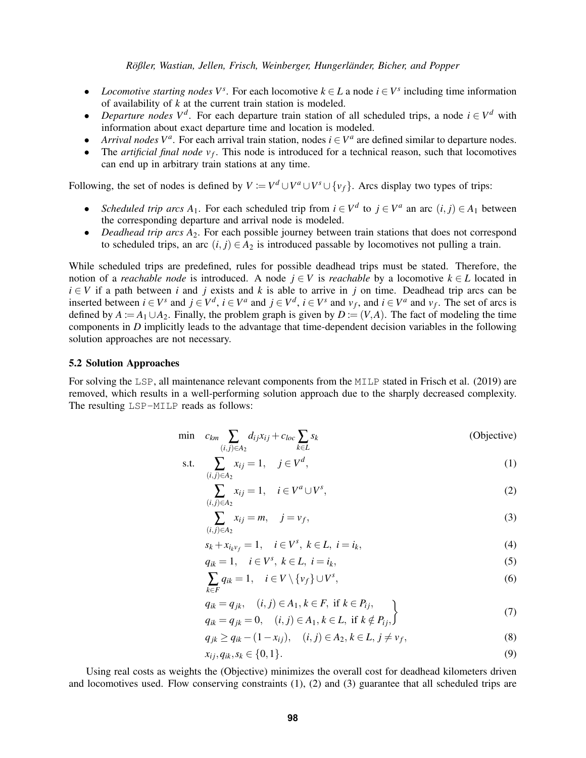- *Locomotive starting nodes* $V^s$. For each locomotive $k \in L$ a node $i \in V^s$ including time information of availability of $k$ at the current train station is modeled.
- *Departure nodes* $V^d$. For each departure train station of all scheduled trips, a node $i \in V^d$ with information about exact departure time and location is modeled.
- *Arrival nodes* $V^a$. For each arrival train station, nodes $i \in V^a$ are defined similar to departure nodes.
- The *artificial final node* $v_f$. This node is introduced for a technical reason, such that locomotives can end up in arbitrary train stations at any time.

Following, the set of nodes is defined by $V := V^d \cup V^a \cup V^s \cup \{v_f\}$. Arcs display two types of trips:

- *Scheduled trip arcs* $A_1$. For each scheduled trip from $i \in V^d$ to $j \in V^a$ an arc $(i, j) \in A_1$ between the corresponding departure and arrival node is modeled.
- *Deadhead trip arcs* $A_2$. For each possible journey between train stations that does not correspond to scheduled trips, an arc $(i, j) \in A_2$ is introduced passable by locomotives not pulling a train.

While scheduled trips are predefined, rules for possible deadhead trips must be stated. Therefore, the notion of a *reachable node* is introduced. A node $j \in V$ is *reachable* by a locomotive $k \in L$ located in $i \in V$ if a path between $i$ and $j$ exists and $k$ is able to arrive in $j$ on time. Deadhead trip arcs can be inserted between $i \in V^s$ and $j \in V^d$, $i \in V^a$ and $j \in V^d$, $i \in V^s$ and $v_f$, and $i \in V^a$ and $v_f$. The set of arcs is defined by $A := A_1 \cup A_2$. Finally, the problem graph is given by $D := (V, A)$. The fact of modeling the time components in $D$ implicitly leads to the advantage that time-dependent decision variables in the following solution approaches are not necessary.

### 5.2 Solution Approaches

For solving the `LSP`, all maintenance relevant components from the `MILP` stated in Frisch et al. (2019) are removed, which results in a well-performing solution approach due to the sharply decreased complexity. The resulting `LSP-MILP` reads as follows:

$$\min \quad c_{km} \sum_{(i,j) \in A_2} d_{ij} x_{ij} + c_{loc} \sum_{k \in L} s_k \qquad \text{(Objective)}$$

$$\text{s.t.} \quad \sum_{(i,j) \in A_2} x_{ij} = 1, \quad j \in V^d, \qquad (1)$$

$$\sum_{(i,j) \in A_2} x_{ij} = 1, \quad i \in V^a \cup V^s, \qquad (2)$$

$$\sum_{(i,j) \in A_2} x_{ij} = m, \quad j = v_f, \qquad (3)$$

$$s_k + x_{i_k v_f} = 1, \quad i \in V^s, \ k \in L, \ i = i_k, \qquad (4)$$

$$q_{ik} = 1, \quad i \in V^s, \ k \in L, \ i = i_k, \qquad (5)$$

$$\sum_{k \in F} q_{ik} = 1, \quad i \in V \setminus \{v_f\} \cup V^s, \qquad (6)$$

$$\left.\begin{aligned} &q_{ik} = q_{jk}, \quad (i,j) \in A_1, k \in F, \text{ if } k \in P_{ij}, \\ &q_{ik} = q_{jk} = 0, \quad (i,j) \in A_1, k \in L, \text{ if } k \notin P_{ij}, \end{aligned}\right\} \qquad (7)$$

$$q_{jk} \geq q_{ik} - (1 - x_{ij}), \quad (i,j) \in A_2, k \in L, j \neq v_f, \qquad (8)$$

$$x_{ij}, q_{ik}, s_k \in \{0, 1\}. \qquad (9)$$

Using real costs as weights the (Objective) minimizes the overall cost for deadhead kilometers driven and locomotives used. Flow conserving constraints (1), (2) and (3) guarantee that all scheduled trips are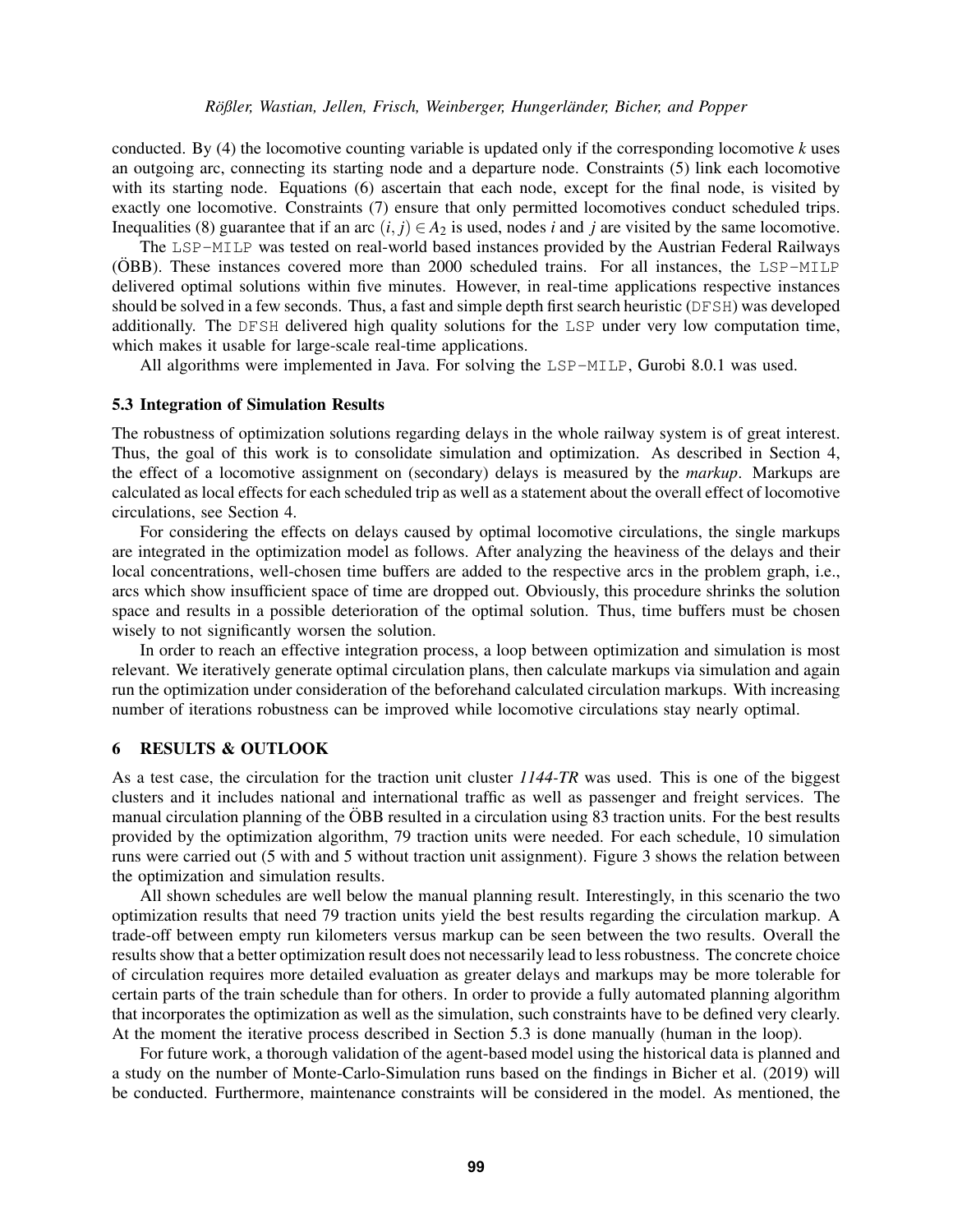conducted. By (4) the locomotive counting variable is updated only if the corresponding locomotive $k$ uses an outgoing arc, connecting its starting node and a departure node. Constraints (5) link each locomotive with its starting node. Equations (6) ascertain that each node, except for the final node, is visited by exactly one locomotive. Constraints (7) ensure that only permitted locomotives conduct scheduled trips. Inequalities (8) guarantee that if an arc $(i, j) \in A_2$ is used, nodes $i$ and $j$ are visited by the same locomotive.

The LSP-MILP was tested on real-world based instances provided by the Austrian Federal Railways (ÖBB). These instances covered more than 2000 scheduled trains. For all instances, the LSP-MILP delivered optimal solutions within five minutes. However, in real-time applications respective instances should be solved in a few seconds. Thus, a fast and simple depth first search heuristic (DFSH) was developed additionally. The DFSH delivered high quality solutions for the LSP under very low computation time, which makes it usable for large-scale real-time applications.

All algorithms were implemented in Java. For solving the LSP-MILP, Gurobi 8.0.1 was used.

### 5.3 Integration of Simulation Results

The robustness of optimization solutions regarding delays in the whole railway system is of great interest. Thus, the goal of this work is to consolidate simulation and optimization. As described in Section 4, the effect of a locomotive assignment on (secondary) delays is measured by the *markup*. Markups are calculated as local effects for each scheduled trip as well as a statement about the overall effect of locomotive circulations, see Section 4.

For considering the effects on delays caused by optimal locomotive circulations, the single markups are integrated in the optimization model as follows. After analyzing the heaviness of the delays and their local concentrations, well-chosen time buffers are added to the respective arcs in the problem graph, i.e., arcs which show insufficient space of time are dropped out. Obviously, this procedure shrinks the solution space and results in a possible deterioration of the optimal solution. Thus, time buffers must be chosen wisely to not significantly worsen the solution.

In order to reach an effective integration process, a loop between optimization and simulation is most relevant. We iteratively generate optimal circulation plans, then calculate markups via simulation and again run the optimization under consideration of the beforehand calculated circulation markups. With increasing number of iterations robustness can be improved while locomotive circulations stay nearly optimal.

## 6 RESULTS & OUTLOOK

As a test case, the circulation for the traction unit cluster *1144-TR* was used. This is one of the biggest clusters and it includes national and international traffic as well as passenger and freight services. The manual circulation planning of the ÖBB resulted in a circulation using 83 traction units. For the best results provided by the optimization algorithm, 79 traction units were needed. For each schedule, 10 simulation runs were carried out (5 with and 5 without traction unit assignment). Figure 3 shows the relation between the optimization and simulation results.

All shown schedules are well below the manual planning result. Interestingly, in this scenario the two optimization results that need 79 traction units yield the best results regarding the circulation markup. A trade-off between empty run kilometers versus markup can be seen between the two results. Overall the results show that a better optimization result does not necessarily lead to less robustness. The concrete choice of circulation requires more detailed evaluation as greater delays and markups may be more tolerable for certain parts of the train schedule than for others. In order to provide a fully automated planning algorithm that incorporates the optimization as well as the simulation, such constraints have to be defined very clearly. At the moment the iterative process described in Section 5.3 is done manually (human in the loop).

For future work, a thorough validation of the agent-based model using the historical data is planned and a study on the number of Monte-Carlo-Simulation runs based on the findings in Bicher et al. (2019) will be conducted. Furthermore, maintenance constraints will be considered in the model. As mentioned, the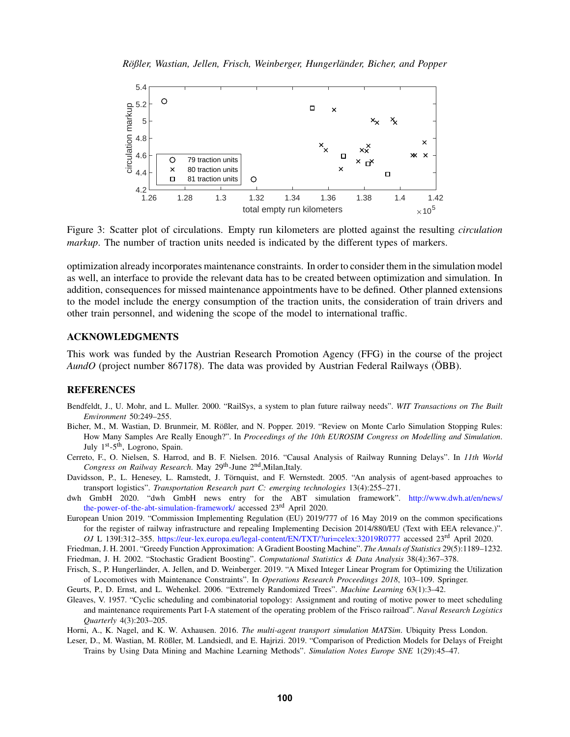Figure 3: Scatter plot of circulations. Empty run kilometers are plotted against the resulting *circulation markup*. The number of traction units needed is indicated by the different types of markers.

optimization already incorporates maintenance constraints. In order to consider them in the simulation model as well, an interface to provide the relevant data has to be created between optimization and simulation. In addition, consequences for missed maintenance appointments have to be defined. Other planned extensions to the model include the energy consumption of the traction units, the consideration of train drivers and other train personnel, and widening the scope of the model to international traffic.

## ACKNOWLEDGMENTS

This work was funded by the Austrian Research Promotion Agency (FFG) in the course of the project *AundO* (project number 867178). The data was provided by Austrian Federal Railways (ÖBB).

## REFERENCES

Bendfeldt, J., U. Mohr, and L. Muller. 2000. "RailSys, a system to plan future railway needs". *WIT Transactions on The Built Environment* 50:249–255.

Bicher, M., M. Wastian, D. Brunmeir, M. Rößler, and N. Popper. 2019. "Review on Monte Carlo Simulation Stopping Rules: How Many Samples Are Really Enough?". In *Proceedings of the 10th EUROSIM Congress on Modelling and Simulation*. July 1st-5th, Logrono, Spain.

Cerreto, F., O. Nielsen, S. Harrod, and B. F. Nielsen. 2016. "Causal Analysis of Railway Running Delays". In *11th World Congress on Railway Research*. May 29th-June 2nd,Milan,Italy.

Davidsson, P., L. Henesey, L. Ramstedt, J. Törnquist, and F. Wernstedt. 2005. "An analysis of agent-based approaches to transport logistics". *Transportation Research part C: emerging technologies* 13(4):255–271.

dwh GmbH 2020. "dwh GmbH news entry for the ABT simulation framework". http://www.dwh.at/en/news/the-power-of-the-abt-simulation-framework/ accessed 23rd April 2020.

European Union 2019. "Commission Implementing Regulation (EU) 2019/777 of 16 May 2019 on the common specifications for the register of railway infrastructure and repealing Implementing Decision 2014/880/EU (Text with EEA relevance.)". *OJ* L 139I:312–355. https://eur-lex.europa.eu/legal-content/EN/TXT/?uri=celex:32019R0777 accessed 23rd April 2020.

Friedman, J. H. 2001. "Greedy Function Approximation: A Gradient Boosting Machine". *The Annals of Statistics* 29(5):1189–1232.

Friedman, J. H. 2002. "Stochastic Gradient Boosting". *Computational Statistics & Data Analysis* 38(4):367–378.

Frisch, S., P. Hungerländer, A. Jellen, and D. Weinberger. 2019. "A Mixed Integer Linear Program for Optimizing the Utilization of Locomotives with Maintenance Constraints". In *Operations Research Proceedings 2018*, 103–109. Springer.

Geurts, P., D. Ernst, and L. Wehenkel. 2006. "Extremely Randomized Trees". *Machine Learning* 63(1):3–42.

Gleaves, V. 1957. "Cyclic scheduling and combinatorial topology: Assignment and routing of motive power to meet scheduling and maintenance requirements Part I-A statement of the operating problem of the Frisco railroad". *Naval Research Logistics Quarterly* 4(3):203–205.

Horni, A., K. Nagel, and K. W. Axhausen. 2016. *The multi-agent transport simulation MATSim*. Ubiquity Press London.

Leser, D., M. Wastian, M. Rößler, M. Landsiedl, and E. Hajrizi. 2019. "Comparison of Prediction Models for Delays of Freight Trains by Using Data Mining and Machine Learning Methods". *Simulation Notes Europe SNE* 1(29):45–47.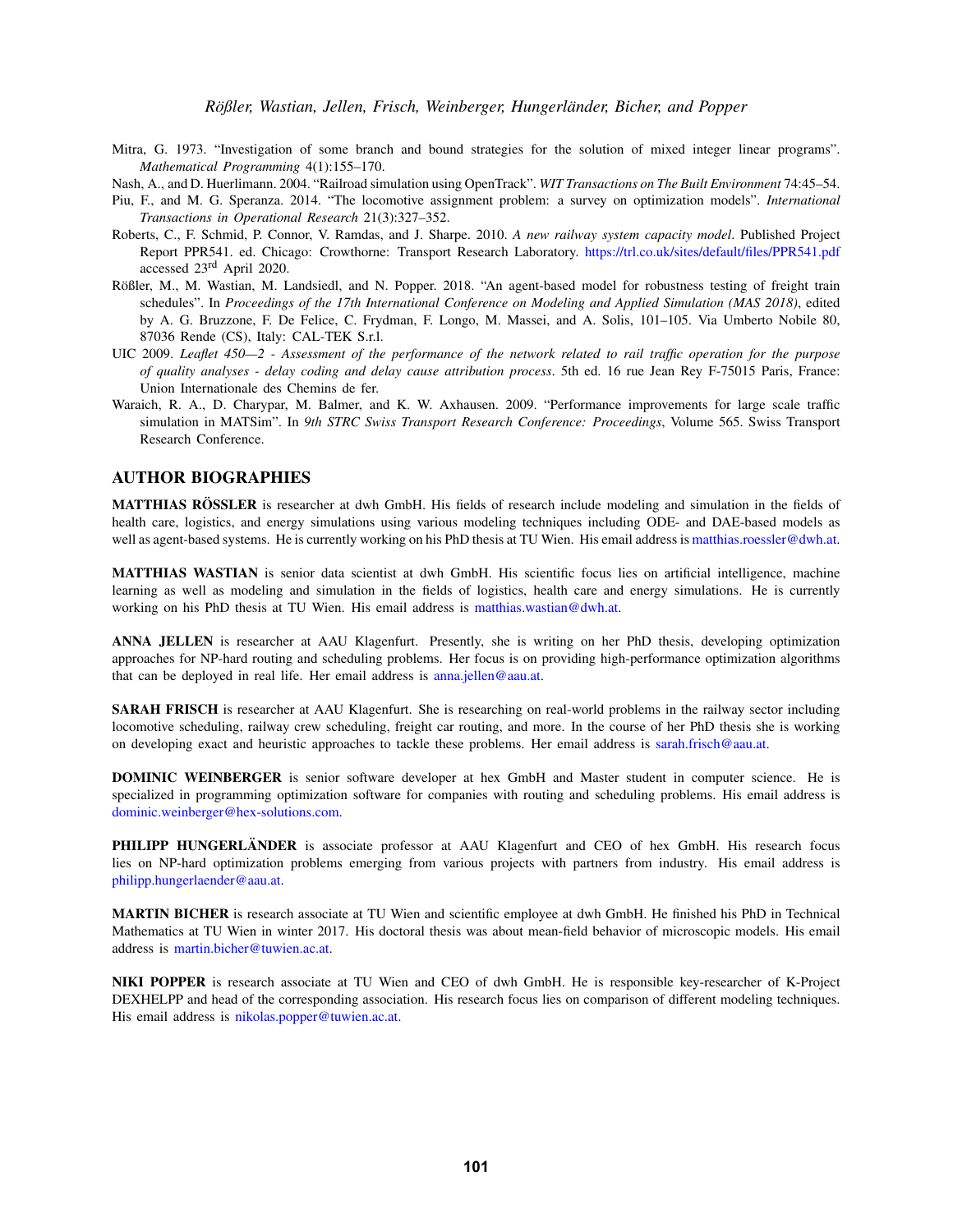Mitra, G. 1973. "Investigation of some branch and bound strategies for the solution of mixed integer linear programs". *Mathematical Programming* 4(1):155–170.

Nash, A., and D. Huerlimann. 2004. "Railroad simulation using OpenTrack". *WIT Transactions on The Built Environment* 74:45–54.

Piu, F., and M. G. Speranza. 2014. "The locomotive assignment problem: a survey on optimization models". *International Transactions in Operational Research* 21(3):327–352.

Roberts, C., F. Schmid, P. Connor, V. Ramdas, and J. Sharpe. 2010. *A new railway system capacity model*. Published Project Report PPR541. ed. Chicago: Crowthorne: Transport Research Laboratory. https://trl.co.uk/sites/default/files/PPR541.pdf accessed 23rd April 2020.

Rößler, M., M. Wastian, M. Landsiedl, and N. Popper. 2018. "An agent-based model for robustness testing of freight train schedules". In *Proceedings of the 17th International Conference on Modeling and Applied Simulation (MAS 2018)*, edited by A. G. Bruzzone, F. De Felice, C. Frydman, F. Longo, M. Massei, and A. Solis, 101–105. Via Umberto Nobile 80, 87036 Rende (CS), Italy: CAL-TEK S.r.l.

UIC 2009. *Leaflet 450—2 - Assessment of the performance of the network related to rail traffic operation for the purpose of quality analyses - delay coding and delay cause attribution process*. 5th ed. 16 rue Jean Rey F-75015 Paris, France: Union Internationale des Chemins de fer.

Waraich, R. A., D. Charypar, M. Balmer, and K. W. Axhausen. 2009. "Performance improvements for large scale traffic simulation in MATSim". In *9th STRC Swiss Transport Research Conference: Proceedings*, Volume 565. Swiss Transport Research Conference.

## AUTHOR BIOGRAPHIES

**MATTHIAS RÖSSLER** is researcher at dwh GmbH. His fields of research include modeling and simulation in the fields of health care, logistics, and energy simulations using various modeling techniques including ODE- and DAE-based models as well as agent-based systems. He is currently working on his PhD thesis at TU Wien. His email address is matthias.roessler@dwh.at.

**MATTHIAS WASTIAN** is senior data scientist at dwh GmbH. His scientific focus lies on artificial intelligence, machine learning as well as modeling and simulation in the fields of logistics, health care and energy simulations. He is currently working on his PhD thesis at TU Wien. His email address is matthias.wastian@dwh.at.

**ANNA JELLEN** is researcher at AAU Klagenfurt. Presently, she is writing on her PhD thesis, developing optimization approaches for NP-hard routing and scheduling problems. Her focus is on providing high-performance optimization algorithms that can be deployed in real life. Her email address is anna.jellen@aau.at.

**SARAH FRISCH** is researcher at AAU Klagenfurt. She is researching on real-world problems in the railway sector including locomotive scheduling, railway crew scheduling, freight car routing, and more. In the course of her PhD thesis she is working on developing exact and heuristic approaches to tackle these problems. Her email address is sarah.frisch@aau.at.

**DOMINIC WEINBERGER** is senior software developer at hex GmbH and Master student in computer science. He is specialized in programming optimization software for companies with routing and scheduling problems. His email address is dominic.weinberger@hex-solutions.com.

**PHILIPP HUNGERLÄNDER** is associate professor at AAU Klagenfurt and CEO of hex GmbH. His research focus lies on NP-hard optimization problems emerging from various projects with partners from industry. His email address is philipp.hungerlaender@aau.at.

**MARTIN BICHER** is research associate at TU Wien and scientific employee at dwh GmbH. He finished his PhD in Technical Mathematics at TU Wien in winter 2017. His doctoral thesis was about mean-field behavior of microscopic models. His email address is martin.bicher@tuwien.ac.at.

**NIKI POPPER** is research associate at TU Wien and CEO of dwh GmbH. He is responsible key-researcher of K-Project DEXHELPP and head of the corresponding association. His research focus lies on comparison of different modeling techniques. His email address is nikolas.popper@tuwien.ac.at.